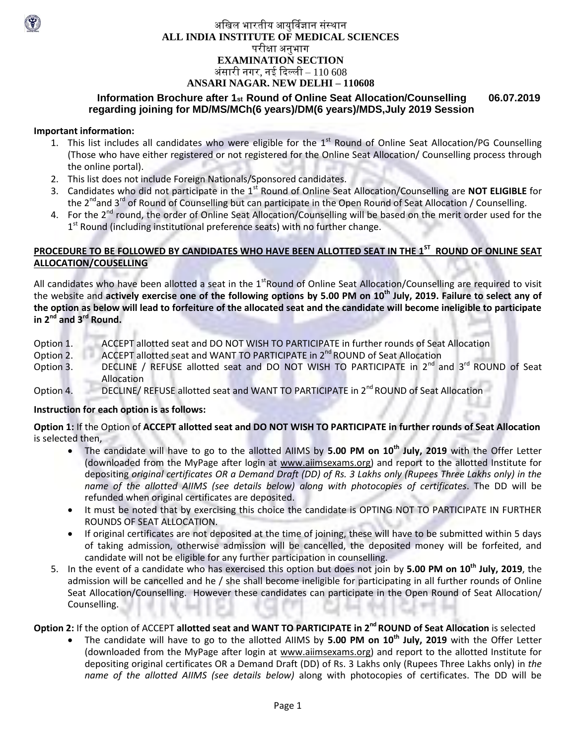# अखिल भारतीय आयुर्विज्ञान संस्थान
# ALL INDIA INSTITUTE OF MEDICAL SCIENCES
## परीक्षा अनुभाग
## EXAMINATION SECTION
### अंसारी नगर, नई दिल्ली – 110 608
### ANSARI NAGAR. NEW DELHI – 110608

**Information Brochure after 1st Round of Online Seat Allocation/Counselling regarding joining for MD/MS/MCh(6 years)/DM(6 years)/MDS,July 2019 Session** **06.07.2019**

**Important information:**

1. This list includes all candidates who were eligible for the 1st Round of Online Seat Allocation/PG Counselling (Those who have either registered or not registered for the Online Seat Allocation/ Counselling process through the online portal).
2. This list does not include Foreign Nationals/Sponsored candidates.
3. Candidates who did not participate in the 1st Round of Online Seat Allocation/Counselling are **NOT ELIGIBLE** for the 2nd and 3rd of Round of Counselling but can participate in the Open Round of Seat Allocation / Counselling.
4. For the 2nd round, the order of Online Seat Allocation/Counselling will be based on the merit order used for the 1st Round (including institutional preference seats) with no further change.

**PROCEDURE TO BE FOLLOWED BY CANDIDATES WHO HAVE BEEN ALLOTTED SEAT IN THE 1ST ROUND OF ONLINE SEAT ALLOCATION/COUSELLING**

All candidates who have been allotted a seat in the 1st Round of Online Seat Allocation/Counselling are required to visit the website and **actively exercise one of the following options by 5.00 PM on 10th July, 2019. Failure to select any of the option as below will lead to forfeiture of the allocated seat and the candidate will become ineligible to participate in 2nd and 3rd Round.**

- Option 1. ACCEPT allotted seat and DO NOT WISH TO PARTICIPATE in further rounds of Seat Allocation
- Option 2. ACCEPT allotted seat and WANT TO PARTICIPATE in 2nd ROUND of Seat Allocation
- Option 3. DECLINE / REFUSE allotted seat and DO NOT WISH TO PARTICIPATE in 2nd and 3rd ROUND of Seat Allocation
- Option 4. DECLINE/ REFUSE allotted seat and WANT TO PARTICIPATE in 2nd ROUND of Seat Allocation

**Instruction for each option is as follows:**

**Option 1:** If the Option of **ACCEPT allotted seat and DO NOT WISH TO PARTICIPATE in further rounds of Seat Allocation** is selected then,

- The candidate will have to go to the allotted AIIMS by **5.00 PM on 10th July, 2019** with the Offer Letter (downloaded from the MyPage after login at www.aiimsexams.org) and report to the allotted Institute for depositing *original certificates OR a Demand Draft (DD) of Rs. 3 Lakhs only (Rupees Three Lakhs only) in the name of the allotted AIIMS (see details below) along with photocopies of certificates*. The DD will be refunded when original certificates are deposited.
- It must be noted that by exercising this choice the candidate is OPTING NOT TO PARTICIPATE IN FURTHER ROUNDS OF SEAT ALLOCATION.
- If original certificates are not deposited at the time of joining, these will have to be submitted within 5 days of taking admission, otherwise admission will be cancelled, the deposited money will be forfeited, and candidate will not be eligible for any further participation in counselling.

5. In the event of a candidate who has exercised this option but does not join by **5.00 PM on 10th July, 2019**, the admission will be cancelled and he / she shall become ineligible for participating in all further rounds of Online Seat Allocation/Counselling. However these candidates can participate in the Open Round of Seat Allocation/ Counselling.

**Option 2:** If the option of ACCEPT **allotted seat and WANT TO PARTICIPATE in 2nd ROUND of Seat Allocation** is selected

- The candidate will have to go to the allotted AIIMS by **5.00 PM on 10th July, 2019** with the Offer Letter (downloaded from the MyPage after login at www.aiimsexams.org) and report to the allotted Institute for depositing original certificates OR a Demand Draft (DD) of Rs. 3 Lakhs only (Rupees Three Lakhs only) in *the name of the allotted AIIMS (see details below)* along with photocopies of certificates. The DD will be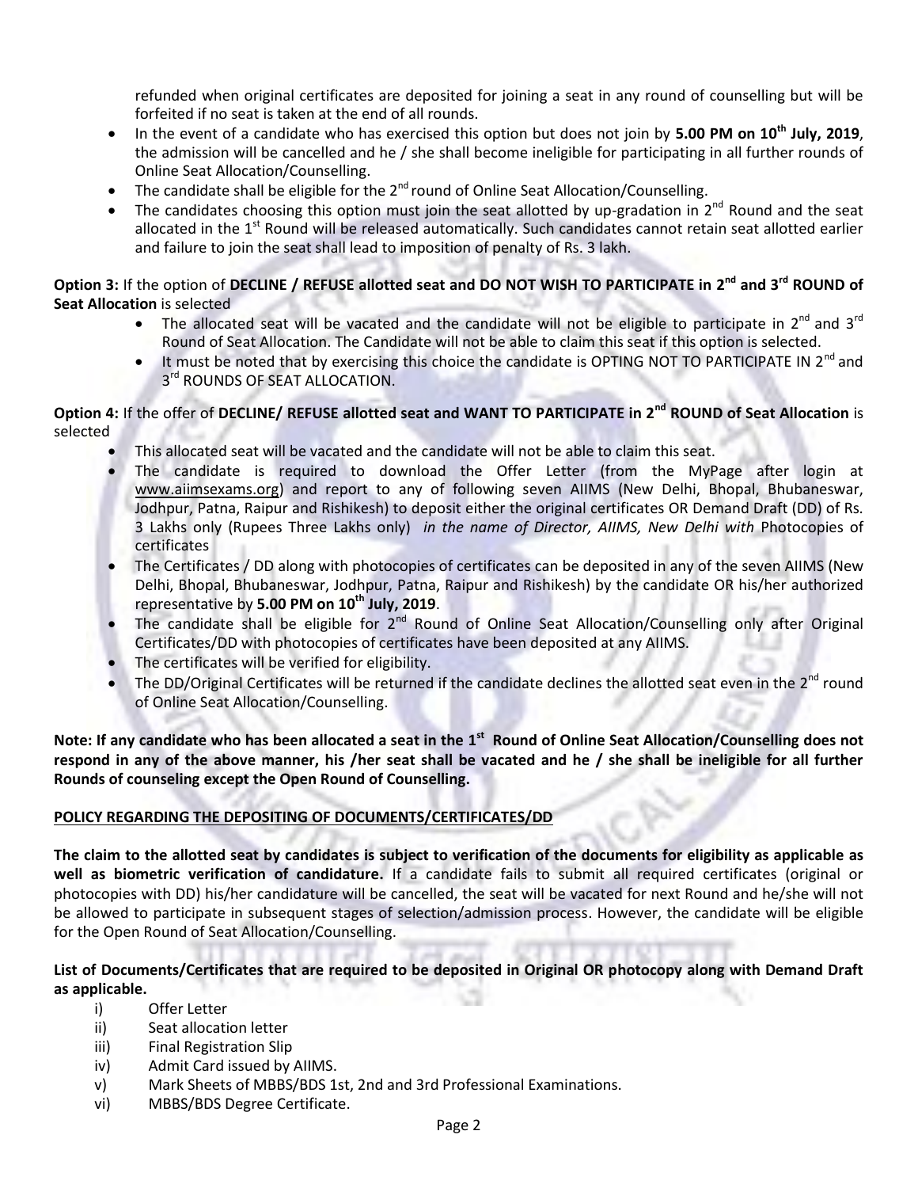refunded when original certificates are deposited for joining a seat in any round of counselling but will be forfeited if no seat is taken at the end of all rounds.

- In the event of a candidate who has exercised this option but does not join by **5.00 PM on 10th July, 2019**, the admission will be cancelled and he / she shall become ineligible for participating in all further rounds of Online Seat Allocation/Counselling.
- The candidate shall be eligible for the 2nd round of Online Seat Allocation/Counselling.
- The candidates choosing this option must join the seat allotted by up-gradation in 2nd Round and the seat allocated in the 1st Round will be released automatically. Such candidates cannot retain seat allotted earlier and failure to join the seat shall lead to imposition of penalty of Rs. 3 lakh.

**Option 3:** If the option of **DECLINE / REFUSE allotted seat and DO NOT WISH TO PARTICIPATE in 2nd and 3rd ROUND of Seat Allocation** is selected

- The allocated seat will be vacated and the candidate will not be eligible to participate in 2nd and 3rd Round of Seat Allocation. The Candidate will not be able to claim this seat if this option is selected.
- It must be noted that by exercising this choice the candidate is OPTING NOT TO PARTICIPATE IN 2nd and 3rd ROUNDS OF SEAT ALLOCATION.

**Option 4:** If the offer of **DECLINE/ REFUSE allotted seat and WANT TO PARTICIPATE in 2nd ROUND of Seat Allocation** is selected

- This allocated seat will be vacated and the candidate will not be able to claim this seat.
- The candidate is required to download the Offer Letter (from the MyPage after login at www.aiimsexams.org) and report to any of following seven AIIMS (New Delhi, Bhopal, Bhubaneswar, Jodhpur, Patna, Raipur and Rishikesh) to deposit either the original certificates OR Demand Draft (DD) of Rs. 3 Lakhs only (Rupees Three Lakhs only) *in the name of Director, AIIMS, New Delhi with* Photocopies of certificates
- The Certificates / DD along with photocopies of certificates can be deposited in any of the seven AIIMS (New Delhi, Bhopal, Bhubaneswar, Jodhpur, Patna, Raipur and Rishikesh) by the candidate OR his/her authorized representative by **5.00 PM on 10th July, 2019**.
- The candidate shall be eligible for 2nd Round of Online Seat Allocation/Counselling only after Original Certificates/DD with photocopies of certificates have been deposited at any AIIMS.
- The certificates will be verified for eligibility.
- The DD/Original Certificates will be returned if the candidate declines the allotted seat even in the 2nd round of Online Seat Allocation/Counselling.

**Note: If any candidate who has been allocated a seat in the 1st Round of Online Seat Allocation/Counselling does not respond in any of the above manner, his /her seat shall be vacated and he / she shall be ineligible for all further Rounds of counseling except the Open Round of Counselling.**

**POLICY REGARDING THE DEPOSITING OF DOCUMENTS/CERTIFICATES/DD**

**The claim to the allotted seat by candidates is subject to verification of the documents for eligibility as applicable as well as biometric verification of candidature.** If a candidate fails to submit all required certificates (original or photocopies with DD) his/her candidature will be cancelled, the seat will be vacated for next Round and he/she will not be allowed to participate in subsequent stages of selection/admission process. However, the candidate will be eligible for the Open Round of Seat Allocation/Counselling.

**List of Documents/Certificates that are required to be deposited in Original OR photocopy along with Demand Draft as applicable.**

i) Offer Letter
ii) Seat allocation letter
iii) Final Registration Slip
iv) Admit Card issued by AIIMS.
v) Mark Sheets of MBBS/BDS 1st, 2nd and 3rd Professional Examinations.
vi) MBBS/BDS Degree Certificate.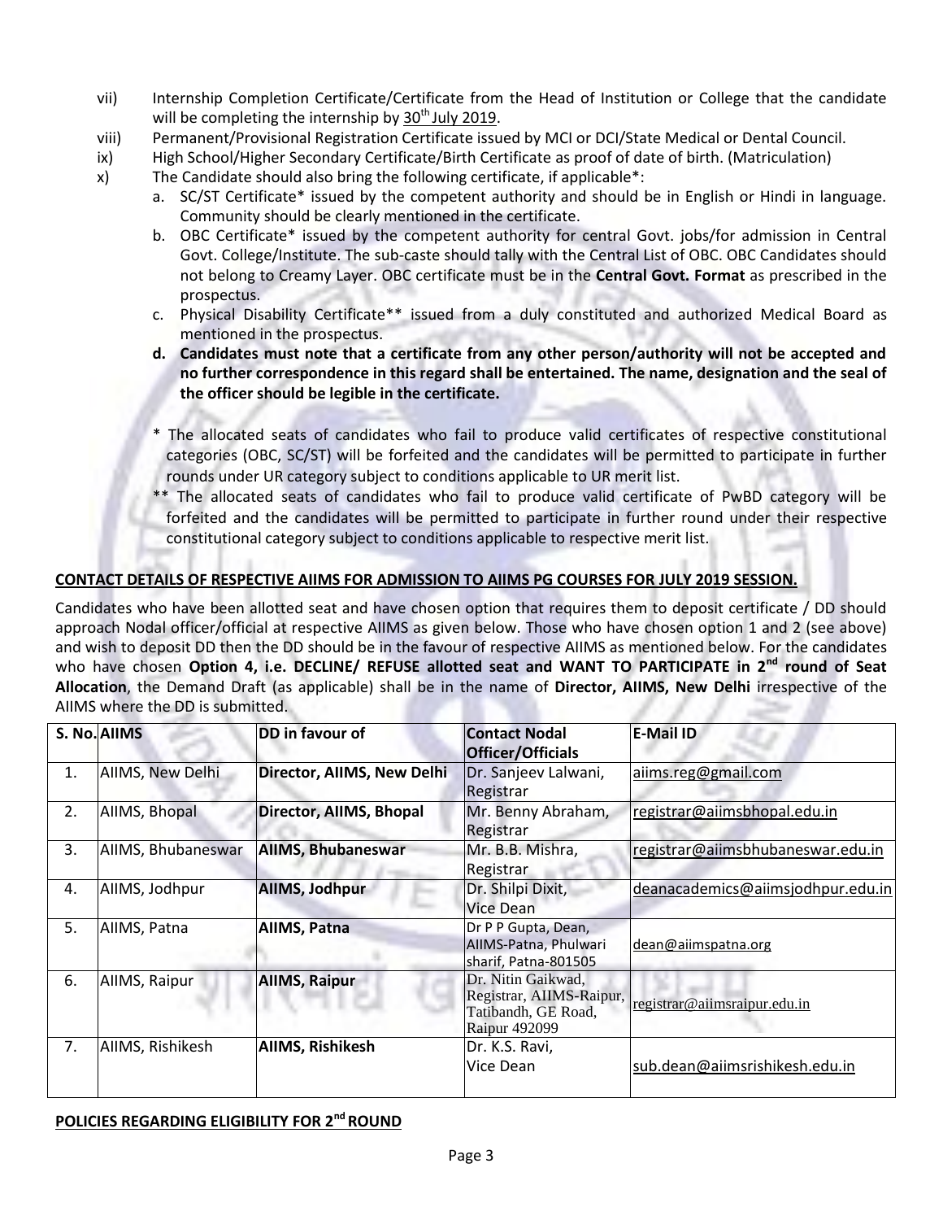vii) Internship Completion Certificate/Certificate from the Head of Institution or College that the candidate will be completing the internship by 30th July 2019.

viii) Permanent/Provisional Registration Certificate issued by MCI or DCI/State Medical or Dental Council.

ix) High School/Higher Secondary Certificate/Birth Certificate as proof of date of birth. (Matriculation)

x) The Candidate should also bring the following certificate, if applicable*:

   a. SC/ST Certificate* issued by the competent authority and should be in English or Hindi in language. Community should be clearly mentioned in the certificate.

   b. OBC Certificate* issued by the competent authority for central Govt. jobs/for admission in Central Govt. College/Institute. The sub-caste should tally with the Central List of OBC. OBC Candidates should not belong to Creamy Layer. OBC certificate must be in the **Central Govt. Format** as prescribed in the prospectus.

   c. Physical Disability Certificate** issued from a duly constituted and authorized Medical Board as mentioned in the prospectus.

   d. **Candidates must note that a certificate from any other person/authority will not be accepted and no further correspondence in this regard shall be entertained. The name, designation and the seal of the officer should be legible in the certificate.**

   * The allocated seats of candidates who fail to produce valid certificates of respective constitutional categories (OBC, SC/ST) will be forfeited and the candidates will be permitted to participate in further rounds under UR category subject to conditions applicable to UR merit list.

   ** The allocated seats of candidates who fail to produce valid certificate of PwBD category will be forfeited and the candidates will be permitted to participate in further round under their respective constitutional category subject to conditions applicable to respective merit list.

**CONTACT DETAILS OF RESPECTIVE AIIMS FOR ADMISSION TO AIIMS PG COURSES FOR JULY 2019 SESSION.**

Candidates who have been allotted seat and have chosen option that requires them to deposit certificate / DD should approach Nodal officer/official at respective AIIMS as given below. Those who have chosen option 1 and 2 (see above) and wish to deposit DD then the DD should be in the favour of respective AIIMS as mentioned below. For the candidates who have chosen **Option 4, i.e. DECLINE/ REFUSE allotted seat and WANT TO PARTICIPATE in 2nd round of Seat Allocation**, the Demand Draft (as applicable) shall be in the name of **Director, AIIMS, New Delhi** irrespective of the AIIMS where the DD is submitted.

| S. No. | AIIMS | DD in favour of | Contact Nodal Officer/Officials | E-Mail ID |
|---|---|---|---|---|
| 1. | AIIMS, New Delhi | **Director, AIIMS, New Delhi** | Dr. Sanjeev Lalwani, Registrar | aiims.reg@gmail.com |
| 2. | AIIMS, Bhopal | **Director, AIIMS, Bhopal** | Mr. Benny Abraham, Registrar | registrar@aiimsbhopal.edu.in |
| 3. | AIIMS, Bhubaneswar | **AIIMS, Bhubaneswar** | Mr. B.B. Mishra, Registrar | registrar@aiimsbhubaneswar.edu.in |
| 4. | AIIMS, Jodhpur | **AIIMS, Jodhpur** | Dr. Shilpi Dixit, Vice Dean | deanacademics@aiimsjodhpur.edu.in |
| 5. | AIIMS, Patna | **AIIMS, Patna** | Dr P P Gupta, Dean, AIIMS-Patna, Phulwari sharif, Patna-801505 | dean@aiimspatna.org |
| 6. | AIIMS, Raipur | **AIIMS, Raipur** | Dr. Nitin Gaikwad, Registrar, AIIMS-Raipur, Tatibandh, GE Road, Raipur 492099 | registrar@aiimsraipur.edu.in |
| 7. | AIIMS, Rishikesh | **AIIMS, Rishikesh** | Dr. K.S. Ravi, Vice Dean | sub.dean@aiimsrishikesh.edu.in |

**POLICIES REGARDING ELIGIBILITY FOR 2nd ROUND**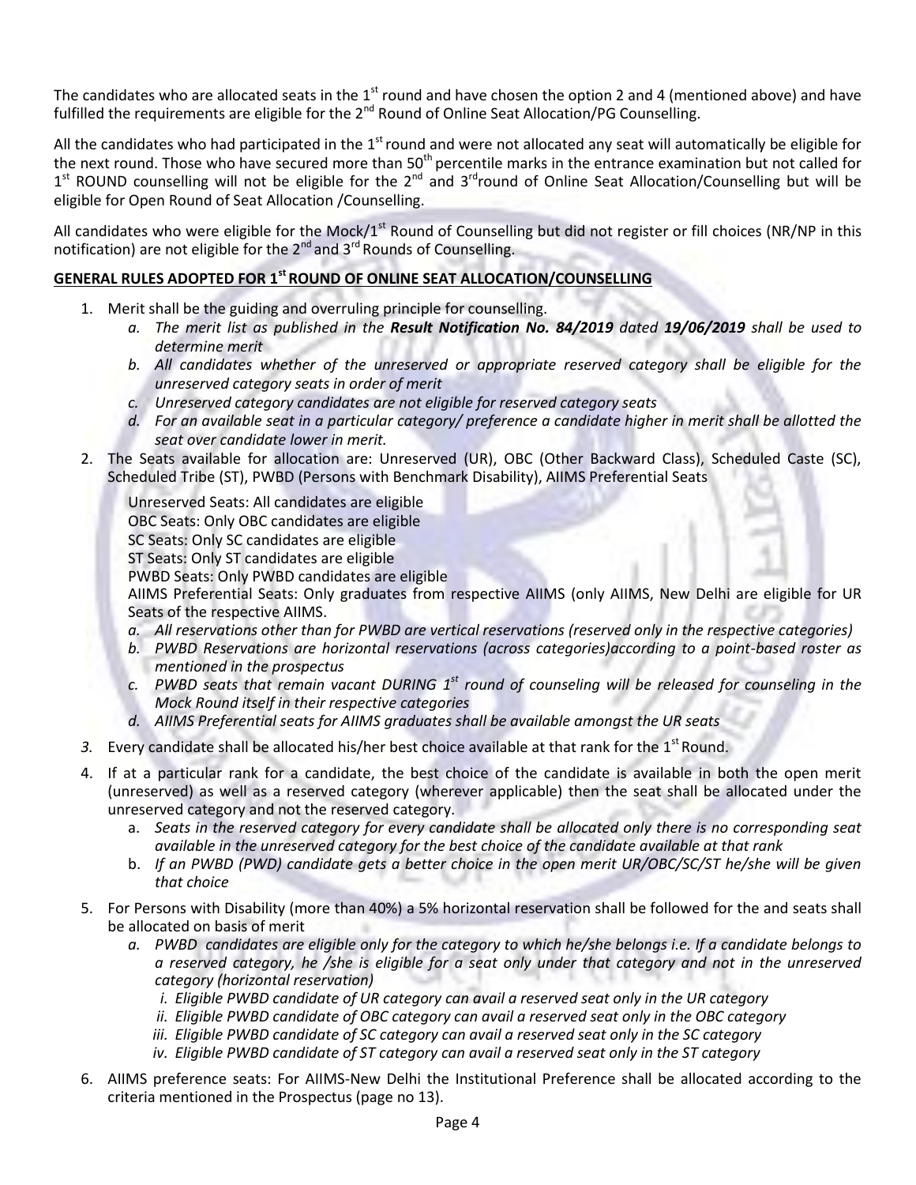The candidates who are allocated seats in the 1st round and have chosen the option 2 and 4 (mentioned above) and have fulfilled the requirements are eligible for the 2nd Round of Online Seat Allocation/PG Counselling.

All the candidates who had participated in the 1st round and were not allocated any seat will automatically be eligible for the next round. Those who have secured more than 50th percentile marks in the entrance examination but not called for 1st ROUND counselling will not be eligible for the 2nd and 3rd round of Online Seat Allocation/Counselling but will be eligible for Open Round of Seat Allocation /Counselling.

All candidates who were eligible for the Mock/1st Round of Counselling but did not register or fill choices (NR/NP in this notification) are not eligible for the 2nd and 3rd Rounds of Counselling.

**GENERAL RULES ADOPTED FOR 1st ROUND OF ONLINE SEAT ALLOCATION/COUNSELLING**

1. Merit shall be the guiding and overruling principle for counselling.
   a. *The merit list as published in the **Result Notification No. 84/2019** dated **19/06/2019** shall be used to determine merit*
   b. *All candidates whether of the unreserved or appropriate reserved category shall be eligible for the unreserved category seats in order of merit*
   c. *Unreserved category candidates are not eligible for reserved category seats*
   d. *For an available seat in a particular category/ preference a candidate higher in merit shall be allotted the seat over candidate lower in merit.*
2. The Seats available for allocation are: Unreserved (UR), OBC (Other Backward Class), Scheduled Caste (SC), Scheduled Tribe (ST), PWBD (Persons with Benchmark Disability), AIIMS Preferential Seats

   Unreserved Seats: All candidates are eligible
   OBC Seats: Only OBC candidates are eligible
   SC Seats: Only SC candidates are eligible
   ST Seats: Only ST candidates are eligible
   PWBD Seats: Only PWBD candidates are eligible
   AIIMS Preferential Seats: Only graduates from respective AIIMS (only AIIMS, New Delhi are eligible for UR Seats of the respective AIIMS.
   a. *All reservations other than for PWBD are vertical reservations (reserved only in the respective categories)*
   b. *PWBD Reservations are horizontal reservations (across categories)according to a point-based roster as mentioned in the prospectus*
   c. *PWBD seats that remain vacant DURING 1st round of counseling will be released for counseling in the Mock Round itself in their respective categories*
   d. *AIIMS Preferential seats for AIIMS graduates shall be available amongst the UR seats*
3. Every candidate shall be allocated his/her best choice available at that rank for the 1st Round.
4. If at a particular rank for a candidate, the best choice of the candidate is available in both the open merit (unreserved) as well as a reserved category (wherever applicable) then the seat shall be allocated under the unreserved category and not the reserved category.
   a. *Seats in the reserved category for every candidate shall be allocated only there is no corresponding seat available in the unreserved category for the best choice of the candidate available at that rank*
   b. *If an PWBD (PWD) candidate gets a better choice in the open merit UR/OBC/SC/ST he/she will be given that choice*
5. For Persons with Disability (more than 40%) a 5% horizontal reservation shall be followed for the and seats shall be allocated on basis of merit
   a. *PWBD candidates are eligible only for the category to which he/she belongs i.e. If a candidate belongs to a reserved category, he /she is eligible for a seat only under that category and not in the unreserved category (horizontal reservation)*
      i. *Eligible PWBD candidate of UR category can avail a reserved seat only in the UR category*
      ii. *Eligible PWBD candidate of OBC category can avail a reserved seat only in the OBC category*
      iii. *Eligible PWBD candidate of SC category can avail a reserved seat only in the SC category*
      iv. *Eligible PWBD candidate of ST category can avail a reserved seat only in the ST category*
6. AIIMS preference seats: For AIIMS-New Delhi the Institutional Preference shall be allocated according to the criteria mentioned in the Prospectus (page no 13).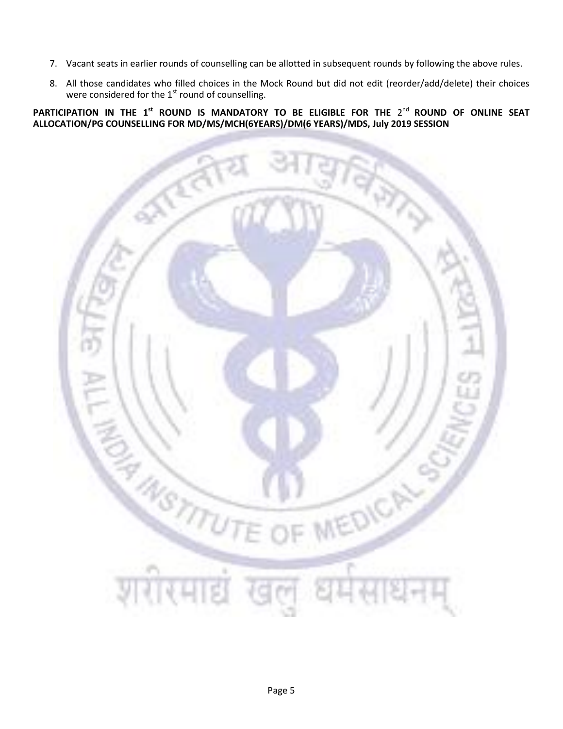7. Vacant seats in earlier rounds of counselling can be allotted in subsequent rounds by following the above rules.
8. All those candidates who filled choices in the Mock Round but did not edit (reorder/add/delete) their choices were considered for the 1st round of counselling.

**PARTICIPATION IN THE 1st ROUND IS MANDATORY TO BE ELIGIBLE FOR THE 2nd ROUND OF ONLINE SEAT ALLOCATION/PG COUNSELLING FOR MD/MS/MCH(6YEARS)/DM(6 YEARS)/MDS, July 2019 SESSION**